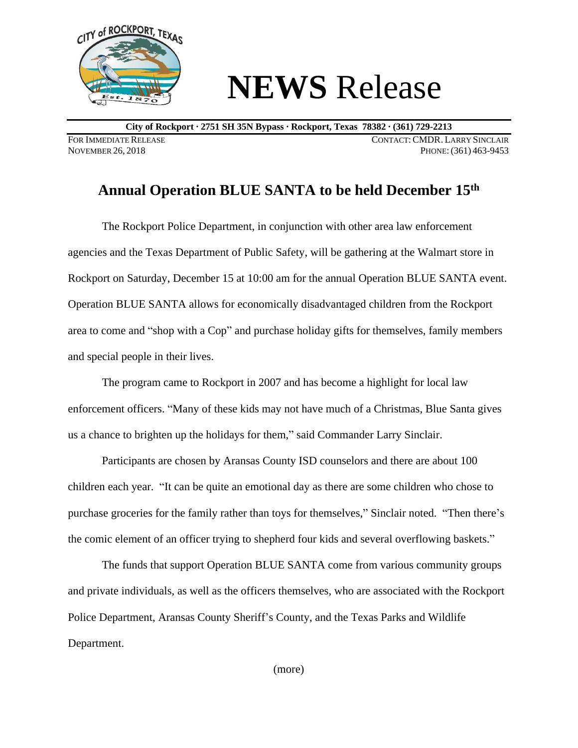# **NEWS** Release

**City of Rockport · 2751 SH 35N Bypass · Rockport, Texas 78382 · (361) 729-2213**

FOR IMMEDIATE RELEASE
NOVEMBER 26, 2018

CONTACT: CMDR. LARRY SINCLAIR
PHONE: (361) 463-9453

## Annual Operation BLUE SANTA to be held December 15th

The Rockport Police Department, in conjunction with other area law enforcement agencies and the Texas Department of Public Safety, will be gathering at the Walmart store in Rockport on Saturday, December 15 at 10:00 am for the annual Operation BLUE SANTA event. Operation BLUE SANTA allows for economically disadvantaged children from the Rockport area to come and "shop with a Cop" and purchase holiday gifts for themselves, family members and special people in their lives.

The program came to Rockport in 2007 and has become a highlight for local law enforcement officers. "Many of these kids may not have much of a Christmas, Blue Santa gives us a chance to brighten up the holidays for them," said Commander Larry Sinclair.

Participants are chosen by Aransas County ISD counselors and there are about 100 children each year. "It can be quite an emotional day as there are some children who chose to purchase groceries for the family rather than toys for themselves," Sinclair noted. "Then there's the comic element of an officer trying to shepherd four kids and several overflowing baskets."

The funds that support Operation BLUE SANTA come from various community groups and private individuals, as well as the officers themselves, who are associated with the Rockport Police Department, Aransas County Sheriff's County, and the Texas Parks and Wildlife Department.

(more)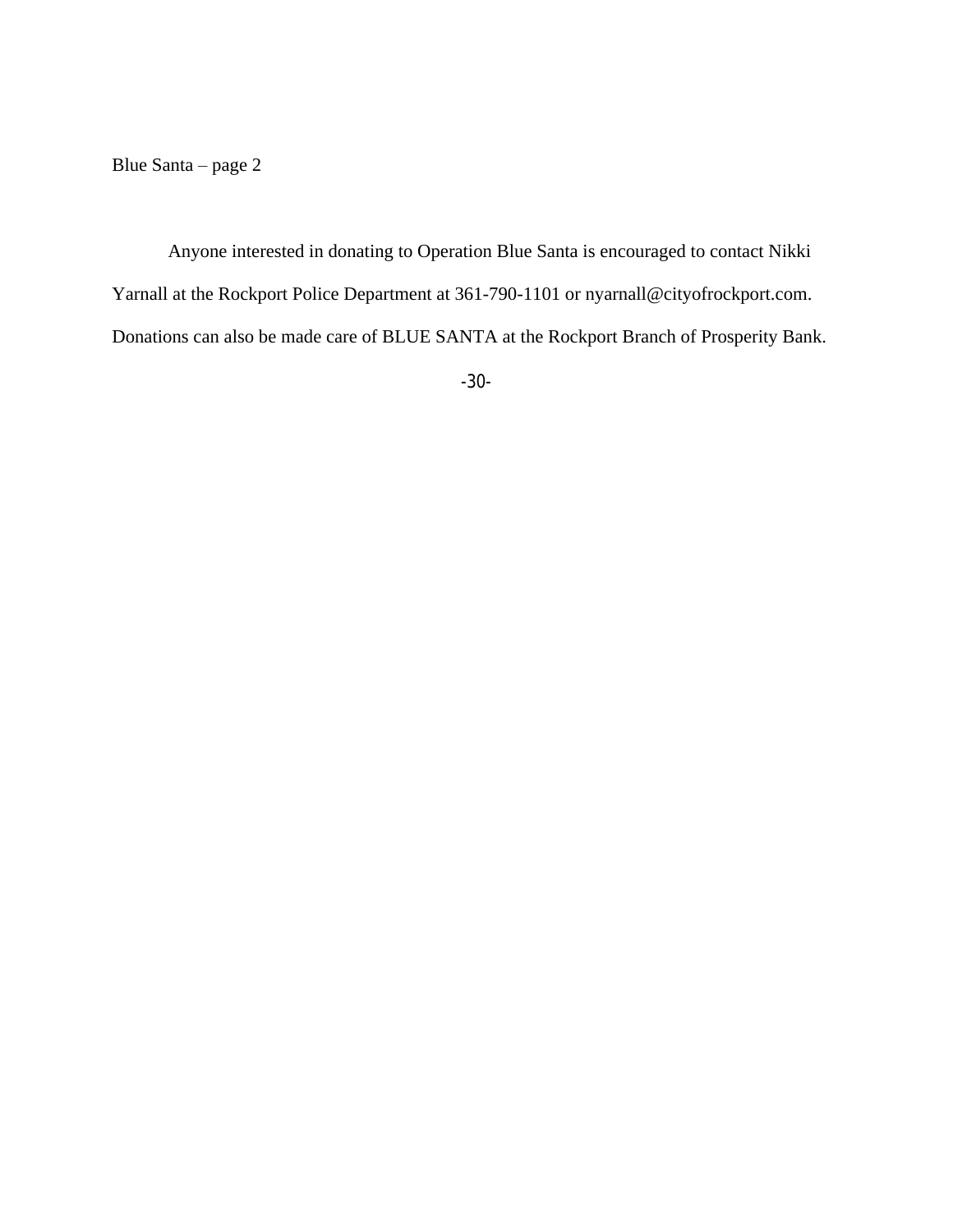Anyone interested in donating to Operation Blue Santa is encouraged to contact Nikki Yarnall at the Rockport Police Department at 361-790-1101 or nyarnall@cityofrockport.com. Donations can also be made care of BLUE SANTA at the Rockport Branch of Prosperity Bank.

-30-